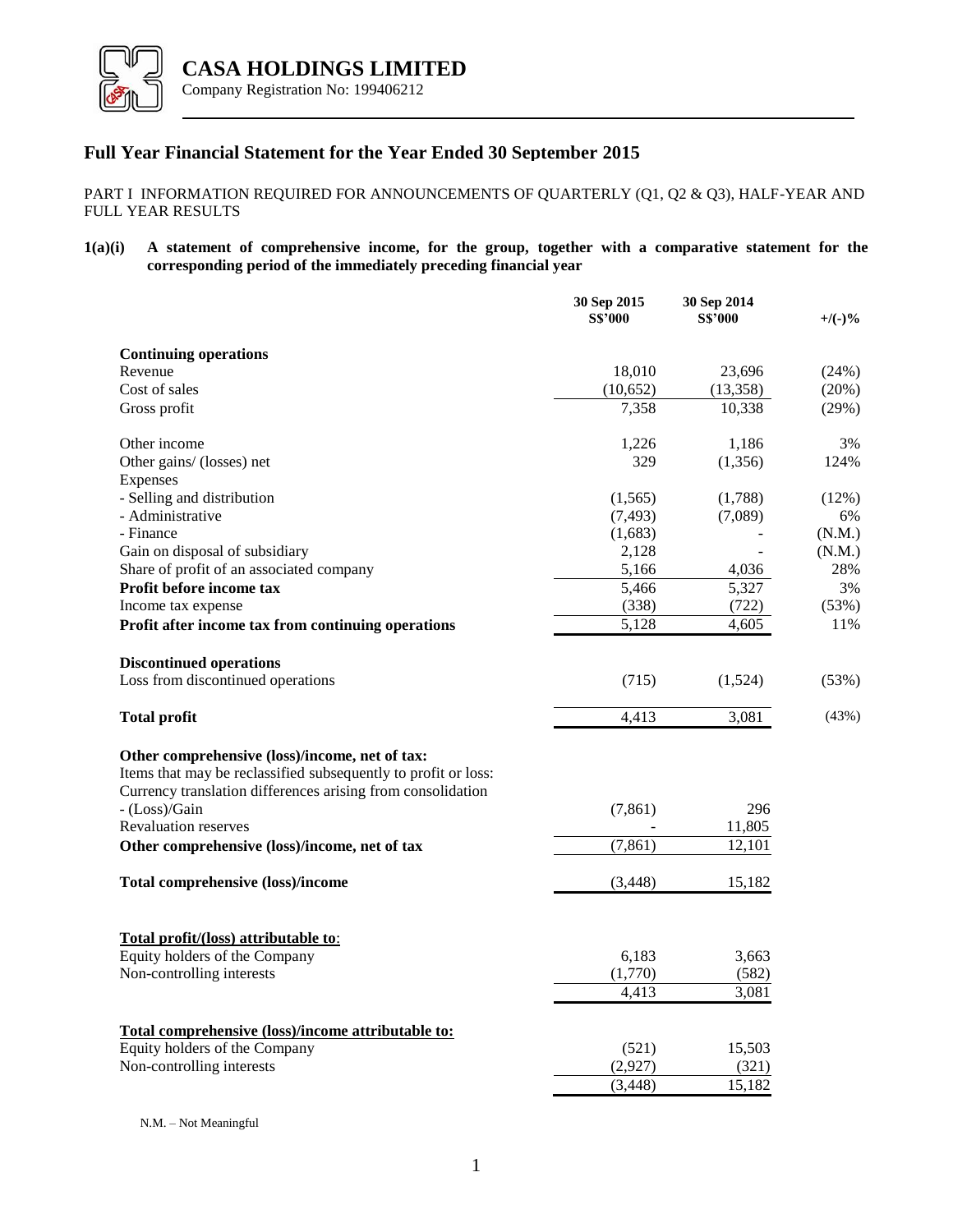# CASA HOLDINGS LIMITED

Company Registration No: 199406212

## Full Year Financial Statement for the Year Ended 30 September 2015

PART I INFORMATION REQUIRED FOR ANNOUNCEMENTS OF QUARTERLY (Q1, Q2 & Q3), HALF-YEAR AND FULL YEAR RESULTS

**1(a)(i) A statement of comprehensive income, for the group, together with a comparative statement for the corresponding period of the immediately preceding financial year**

| | 30 Sep 2015 S$'000 | 30 Sep 2014 S$'000 | +/(-)% |
|---|---|---|---|
| **Continuing operations** | | | |
| Revenue | 18,010 | 23,696 | (24%) |
| Cost of sales | (10,652) | (13,358) | (20%) |
| Gross profit | 7,358 | 10,338 | (29%) |
| | | | |
| Other income | 1,226 | 1,186 | 3% |
| Other gains/ (losses) net | 329 | (1,356) | 124% |
| Expenses | | | |
| - Selling and distribution | (1,565) | (1,788) | (12%) |
| - Administrative | (7,493) | (7,089) | 6% |
| - Finance | (1,683) | - | (N.M.) |
| Gain on disposal of subsidiary | 2,128 | - | (N.M.) |
| Share of profit of an associated company | 5,166 | 4,036 | 28% |
| **Profit before income tax** | 5,466 | 5,327 | 3% |
| Income tax expense | (338) | (722) | (53%) |
| **Profit after income tax from continuing operations** | 5,128 | 4,605 | 11% |
| | | | |
| **Discontinued operations** | | | |
| Loss from discontinued operations | (715) | (1,524) | (53%) |
| | | | |
| **Total profit** | 4,413 | 3,081 | (43%) |
| | | | |
| **Other comprehensive (loss)/income, net of tax:** | | | |
| Items that may be reclassified subsequently to profit or loss: | | | |
| Currency translation differences arising from consolidation | | | |
| - (Loss)/Gain | (7,861) | 296 | |
| Revaluation reserves | - | 11,805 | |
| **Other comprehensive (loss)/income, net of tax** | (7,861) | 12,101 | |
| | | | |
| **Total comprehensive (loss)/income** | (3,448) | 15,182 | |
| | | | |
| **Total profit/(loss) attributable to**: | | | |
| Equity holders of the Company | 6,183 | 3,663 | |
| Non-controlling interests | (1,770) | (582) | |
| | 4,413 | 3,081 | |
| | | | |
| **Total comprehensive (loss)/income attributable to:** | | | |
| Equity holders of the Company | (521) | 15,503 | |
| Non-controlling interests | (2,927) | (321) | |
| | (3,448) | 15,182 | |

N.M. – Not Meaningful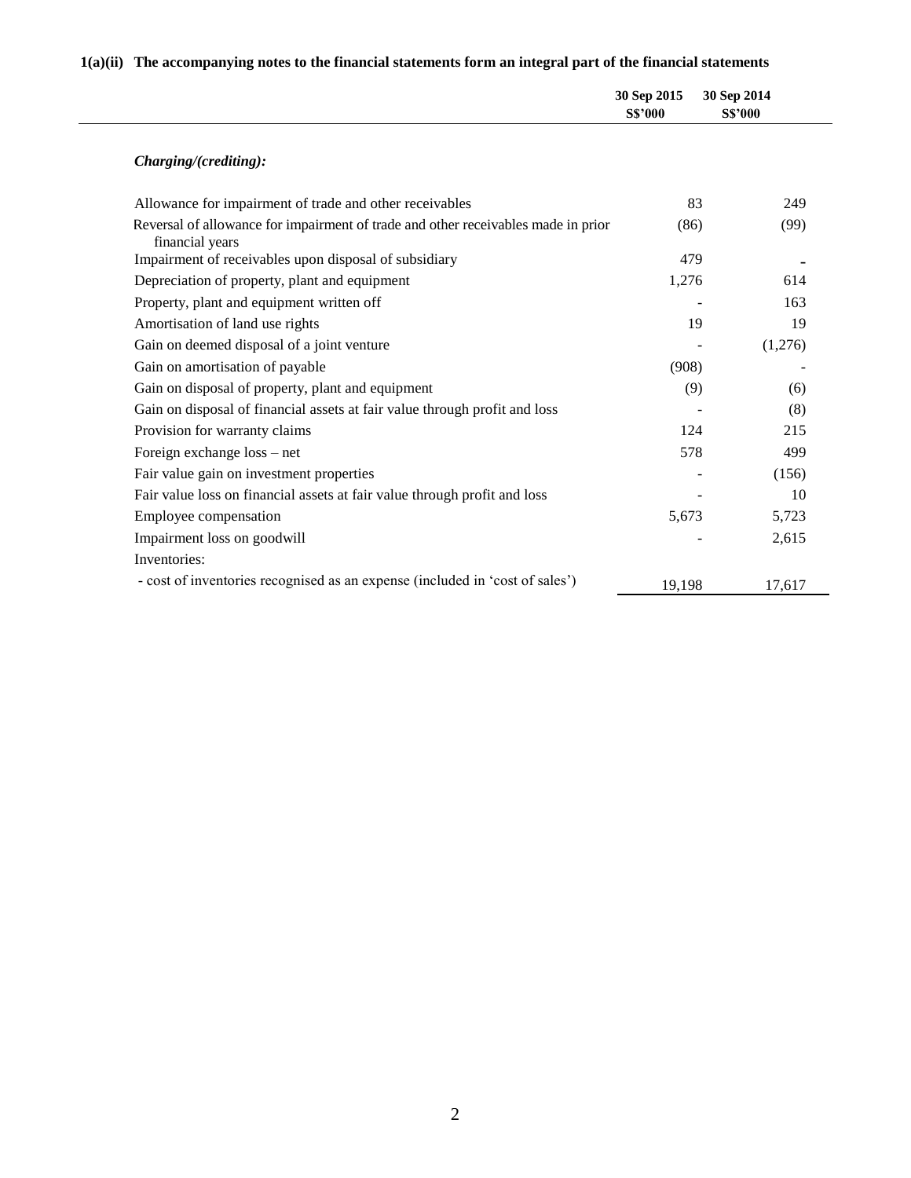**1(a)(ii) The accompanying notes to the financial statements form an integral part of the financial statements**

| | 30 Sep 2015<br>S$'000 | 30 Sep 2014<br>S$'000 |
|---|---|---|
| ***Charging/(crediting):*** | | |
| Allowance for impairment of trade and other receivables | 83 | 249 |
| Reversal of allowance for impairment of trade and other receivables made in prior financial years | (86) | (99) |
| Impairment of receivables upon disposal of subsidiary | 479 | - |
| Depreciation of property, plant and equipment | 1,276 | 614 |
| Property, plant and equipment written off | - | 163 |
| Amortisation of land use rights | 19 | 19 |
| Gain on deemed disposal of a joint venture | - | (1,276) |
| Gain on amortisation of payable | (908) | - |
| Gain on disposal of property, plant and equipment | (9) | (6) |
| Gain on disposal of financial assets at fair value through profit and loss | - | (8) |
| Provision for warranty claims | 124 | 215 |
| Foreign exchange loss – net | 578 | 499 |
| Fair value gain on investment properties | - | (156) |
| Fair value loss on financial assets at fair value through profit and loss | - | 10 |
| Employee compensation | 5,673 | 5,723 |
| Impairment loss on goodwill | - | 2,615 |
| Inventories: | | |
| - cost of inventories recognised as an expense (included in 'cost of sales') | 19,198 | 17,617 |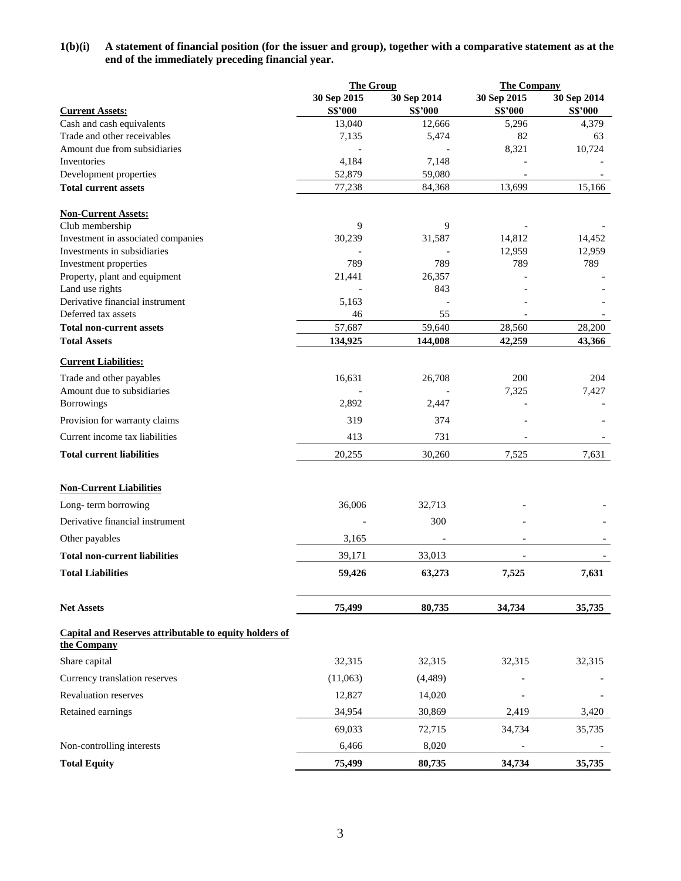**1(b)(i) A statement of financial position (for the issuer and group), together with a comparative statement as at the end of the immediately preceding financial year.**

| | The Group | | The Company | |
|---|---|---|---|---|
| | 30 Sep 2015 | 30 Sep 2014 | 30 Sep 2015 | 30 Sep 2014 |
| **Current Assets:** | S$'000 | S$'000 | S$'000 | S$'000 |
| Cash and cash equivalents | 13,040 | 12,666 | 5,296 | 4,379 |
| Trade and other receivables | 7,135 | 5,474 | 82 | 63 |
| Amount due from subsidiaries | - | - | 8,321 | 10,724 |
| Inventories | 4,184 | 7,148 | - | - |
| Development properties | 52,879 | 59,080 | - | - |
| **Total current assets** | 77,238 | 84,368 | 13,699 | 15,166 |
| **Non-Current Assets:** | | | | |
| Club membership | 9 | 9 | - | - |
| Investment in associated companies | 30,239 | 31,587 | 14,812 | 14,452 |
| Investments in subsidiaries | - | - | 12,959 | 12,959 |
| Investment properties | 789 | 789 | 789 | 789 |
| Property, plant and equipment | 21,441 | 26,357 | - | - |
| Land use rights | - | 843 | - | - |
| Derivative financial instrument | 5,163 | - | - | - |
| Deferred tax assets | 46 | 55 | - | - |
| **Total non-current assets** | 57,687 | 59,640 | 28,560 | 28,200 |
| **Total Assets** | **134,925** | **144,008** | **42,259** | **43,366** |
| **Current Liabilities:** | | | | |
| Trade and other payables | 16,631 | 26,708 | 200 | 204 |
| Amount due to subsidiaries | - | - | 7,325 | 7,427 |
| Borrowings | 2,892 | 2,447 | - | - |
| Provision for warranty claims | 319 | 374 | - | - |
| Current income tax liabilities | 413 | 731 | - | - |
| **Total current liabilities** | 20,255 | 30,260 | 7,525 | 7,631 |
| **Non-Current Liabilities** | | | | |
| Long- term borrowing | 36,006 | 32,713 | - | - |
| Derivative financial instrument | - | 300 | - | - |
| Other payables | 3,165 | - | - | - |
| **Total non-current liabilities** | 39,171 | 33,013 | - | - |
| **Total Liabilities** | **59,426** | **63,273** | **7,525** | **7,631** |
| **Net Assets** | **75,499** | **80,735** | **34,734** | **35,735** |
| **Capital and Reserves attributable to equity holders of the Company** | | | | |
| Share capital | 32,315 | 32,315 | 32,315 | 32,315 |
| Currency translation reserves | (11,063) | (4,489) | - | - |
| Revaluation reserves | 12,827 | 14,020 | - | - |
| Retained earnings | 34,954 | 30,869 | 2,419 | 3,420 |
| | 69,033 | 72,715 | 34,734 | 35,735 |
| Non-controlling interests | 6,466 | 8,020 | - | - |
| **Total Equity** | **75,499** | **80,735** | **34,734** | **35,735** |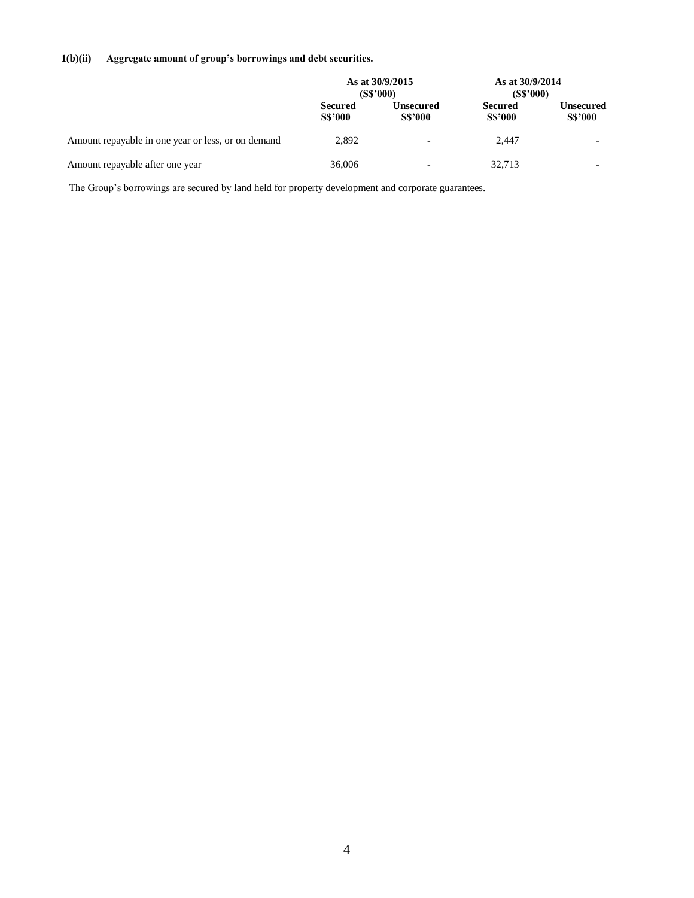**1(b)(ii) Aggregate amount of group's borrowings and debt securities.**

| | As at 30/9/2015 (S$'000) | | As at 30/9/2014 (S$'000) | |
|---|---|---|---|---|
| | **Secured S$'000** | **Unsecured S$'000** | **Secured S$'000** | **Unsecured S$'000** |
| Amount repayable in one year or less, or on demand | 2,892 | - | 2,447 | - |
| Amount repayable after one year | 36,006 | - | 32,713 | - |

The Group's borrowings are secured by land held for property development and corporate guarantees.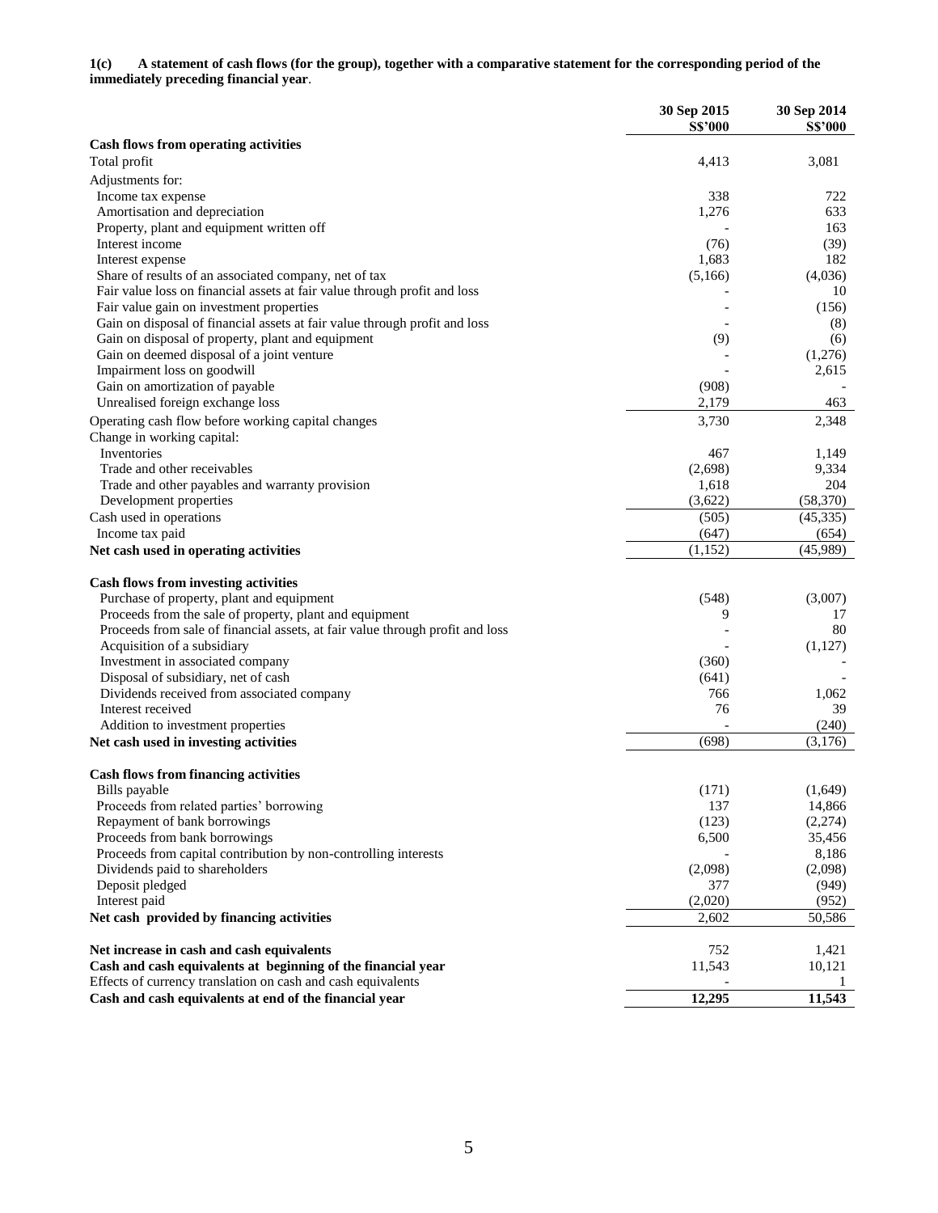**1(c) A statement of cash flows (for the group), together with a comparative statement for the corresponding period of the immediately preceding financial year**.

| | 30 Sep 2015 S$'000 | 30 Sep 2014 S$'000 |
|---|---|---|
| **Cash flows from operating activities** | | |
| Total profit | 4,413 | 3,081 |
| Adjustments for: | | |
| Income tax expense | 338 | 722 |
| Amortisation and depreciation | 1,276 | 633 |
| Property, plant and equipment written off | - | 163 |
| Interest income | (76) | (39) |
| Interest expense | 1,683 | 182 |
| Share of results of an associated company, net of tax | (5,166) | (4,036) |
| Fair value loss on financial assets at fair value through profit and loss | - | 10 |
| Fair value gain on investment properties | - | (156) |
| Gain on disposal of financial assets at fair value through profit and loss | - | (8) |
| Gain on disposal of property, plant and equipment | (9) | (6) |
| Gain on deemed disposal of a joint venture | - | (1,276) |
| Impairment loss on goodwill | - | 2,615 |
| Gain on amortization of payable | (908) | - |
| Unrealised foreign exchange loss | 2,179 | 463 |
| Operating cash flow before working capital changes | 3,730 | 2,348 |
| Change in working capital: | | |
| Inventories | 467 | 1,149 |
| Trade and other receivables | (2,698) | 9,334 |
| Trade and other payables and warranty provision | 1,618 | 204 |
| Development properties | (3,622) | (58,370) |
| Cash used in operations | (505) | (45,335) |
| Income tax paid | (647) | (654) |
| **Net cash used in operating activities** | (1,152) | (45,989) |
| | | |
| **Cash flows from investing activities** | | |
| Purchase of property, plant and equipment | (548) | (3,007) |
| Proceeds from the sale of property, plant and equipment | 9 | 17 |
| Proceeds from sale of financial assets, at fair value through profit and loss | - | 80 |
| Acquisition of a subsidiary | - | (1,127) |
| Investment in associated company | (360) | - |
| Disposal of subsidiary, net of cash | (641) | - |
| Dividends received from associated company | 766 | 1,062 |
| Interest received | 76 | 39 |
| Addition to investment properties | - | (240) |
| **Net cash used in investing activities** | (698) | (3,176) |
| | | |
| **Cash flows from financing activities** | | |
| Bills payable | (171) | (1,649) |
| Proceeds from related parties' borrowing | 137 | 14,866 |
| Repayment of bank borrowings | (123) | (2,274) |
| Proceeds from bank borrowings | 6,500 | 35,456 |
| Proceeds from capital contribution by non-controlling interests | - | 8,186 |
| Dividends paid to shareholders | (2,098) | (2,098) |
| Deposit pledged | 377 | (949) |
| Interest paid | (2,020) | (952) |
| **Net cash provided by financing activities** | 2,602 | 50,586 |
| | | |
| **Net increase in cash and cash equivalents** | 752 | 1,421 |
| **Cash and cash equivalents at beginning of the financial year** | 11,543 | 10,121 |
| Effects of currency translation on cash and cash equivalents | - | 1 |
| **Cash and cash equivalents at end of the financial year** | **12,295** | **11,543** |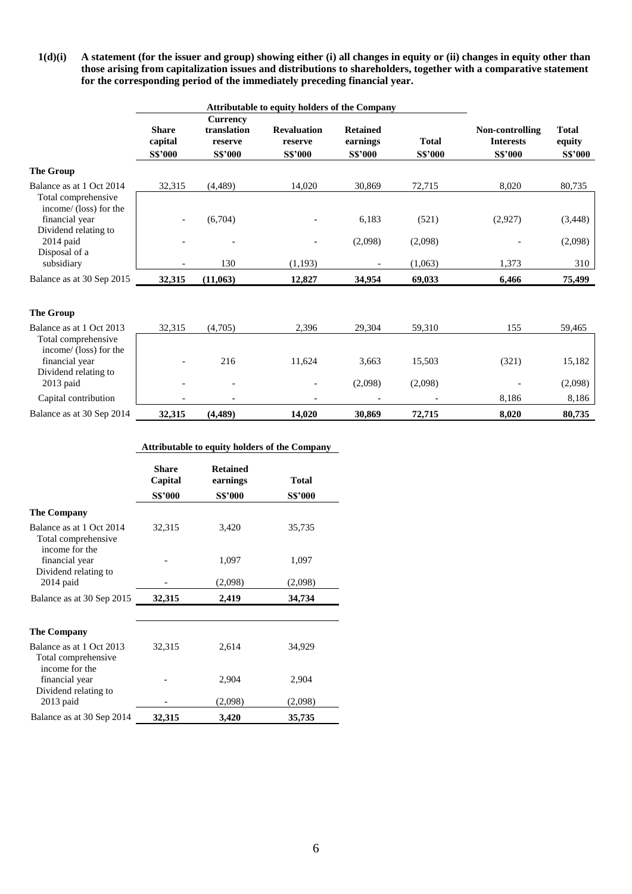**1(d)(i) A statement (for the issuer and group) showing either (i) all changes in equity or (ii) changes in equity other than those arising from capitalization issues and distributions to shareholders, together with a comparative statement for the corresponding period of the immediately preceding financial year.**

| | Attributable to equity holders of the Company | | | | | | |
|---|---|---|---|---|---|---|---|
| | **Share capital** | **Currency translation reserve** | **Revaluation reserve** | **Retained earnings** | **Total** | **Non-controlling Interests** | **Total equity** |
| | **S$'000** | **S$'000** | **S$'000** | **S$'000** | **S$'000** | **S$'000** | **S$'000** |
| **The Group** | | | | | | | |
| Balance as at 1 Oct 2014 | 32,315 | (4,489) | 14,020 | 30,869 | 72,715 | 8,020 | 80,735 |
| Total comprehensive income/ (loss) for the financial year | - | (6,704) | - | 6,183 | (521) | (2,927) | (3,448) |
| Dividend relating to 2014 paid | - | - | - | (2,098) | (2,098) | - | (2,098) |
| Disposal of a subsidiary | - | 130 | (1,193) | - | (1,063) | 1,373 | 310 |
| Balance as at 30 Sep 2015 | **32,315** | **(11,063)** | **12,827** | **34,954** | **69,033** | **6,466** | **75,499** |
| | | | | | | | |
| **The Group** | | | | | | | |
| Balance as at 1 Oct 2013 | 32,315 | (4,705) | 2,396 | 29,304 | 59,310 | 155 | 59,465 |
| Total comprehensive income/ (loss) for the financial year | - | 216 | 11,624 | 3,663 | 15,503 | (321) | 15,182 |
| Dividend relating to 2013 paid | - | - | - | (2,098) | (2,098) | - | (2,098) |
| Capital contribution | - | - | - | - | - | 8,186 | 8,186 |
| Balance as at 30 Sep 2014 | **32,315** | **(4,489)** | **14,020** | **30,869** | **72,715** | **8,020** | **80,735** |

| | Attributable to equity holders of the Company | | |
|---|---|---|---|
| | **Share Capital** | **Retained earnings** | **Total** |
| | **S$'000** | **S$'000** | **S$'000** |
| **The Company** | | | |
| Balance as at 1 Oct 2014 | 32,315 | 3,420 | 35,735 |
| Total comprehensive income for the financial year | - | 1,097 | 1,097 |
| Dividend relating to 2014 paid | - | (2,098) | (2,098) |
| Balance as at 30 Sep 2015 | **32,315** | **2,419** | **34,734** |
| | | | |
| **The Company** | | | |
| Balance as at 1 Oct 2013 | 32,315 | 2,614 | 34,929 |
| Total comprehensive income for the financial year | - | 2,904 | 2,904 |
| Dividend relating to 2013 paid | - | (2,098) | (2,098) |
| Balance as at 30 Sep 2014 | **32,315** | **3,420** | **35,735** |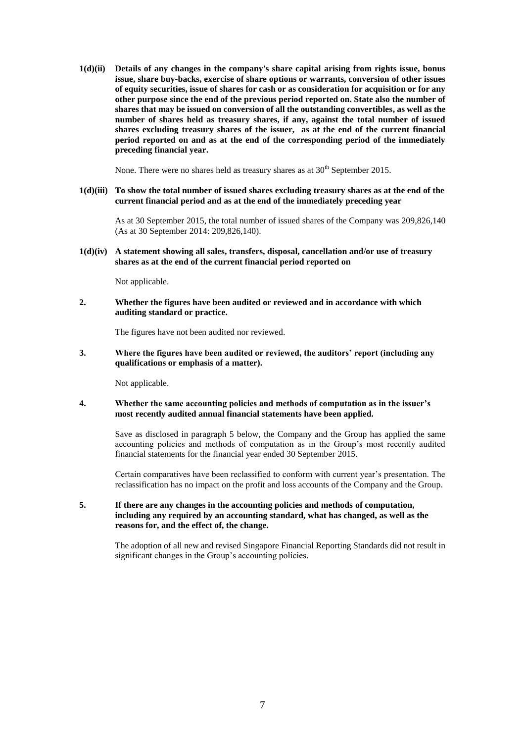**1(d)(ii) Details of any changes in the company's share capital arising from rights issue, bonus issue, share buy-backs, exercise of share options or warrants, conversion of other issues of equity securities, issue of shares for cash or as consideration for acquisition or for any other purpose since the end of the previous period reported on. State also the number of shares that may be issued on conversion of all the outstanding convertibles, as well as the number of shares held as treasury shares, if any, against the total number of issued shares excluding treasury shares of the issuer, as at the end of the current financial period reported on and as at the end of the corresponding period of the immediately preceding financial year.**

None. There were no shares held as treasury shares as at 30th September 2015.

**1(d)(iii) To show the total number of issued shares excluding treasury shares as at the end of the current financial period and as at the end of the immediately preceding year**

As at 30 September 2015, the total number of issued shares of the Company was 209,826,140 (As at 30 September 2014: 209,826,140).

**1(d)(iv) A statement showing all sales, transfers, disposal, cancellation and/or use of treasury shares as at the end of the current financial period reported on**

Not applicable.

**2. Whether the figures have been audited or reviewed and in accordance with which auditing standard or practice.**

The figures have not been audited nor reviewed.

**3. Where the figures have been audited or reviewed, the auditors' report (including any qualifications or emphasis of a matter).**

Not applicable.

**4. Whether the same accounting policies and methods of computation as in the issuer's most recently audited annual financial statements have been applied.**

Save as disclosed in paragraph 5 below, the Company and the Group has applied the same accounting policies and methods of computation as in the Group's most recently audited financial statements for the financial year ended 30 September 2015.

Certain comparatives have been reclassified to conform with current year's presentation. The reclassification has no impact on the profit and loss accounts of the Company and the Group.

**5. If there are any changes in the accounting policies and methods of computation, including any required by an accounting standard, what has changed, as well as the reasons for, and the effect of, the change.**

The adoption of all new and revised Singapore Financial Reporting Standards did not result in significant changes in the Group's accounting policies.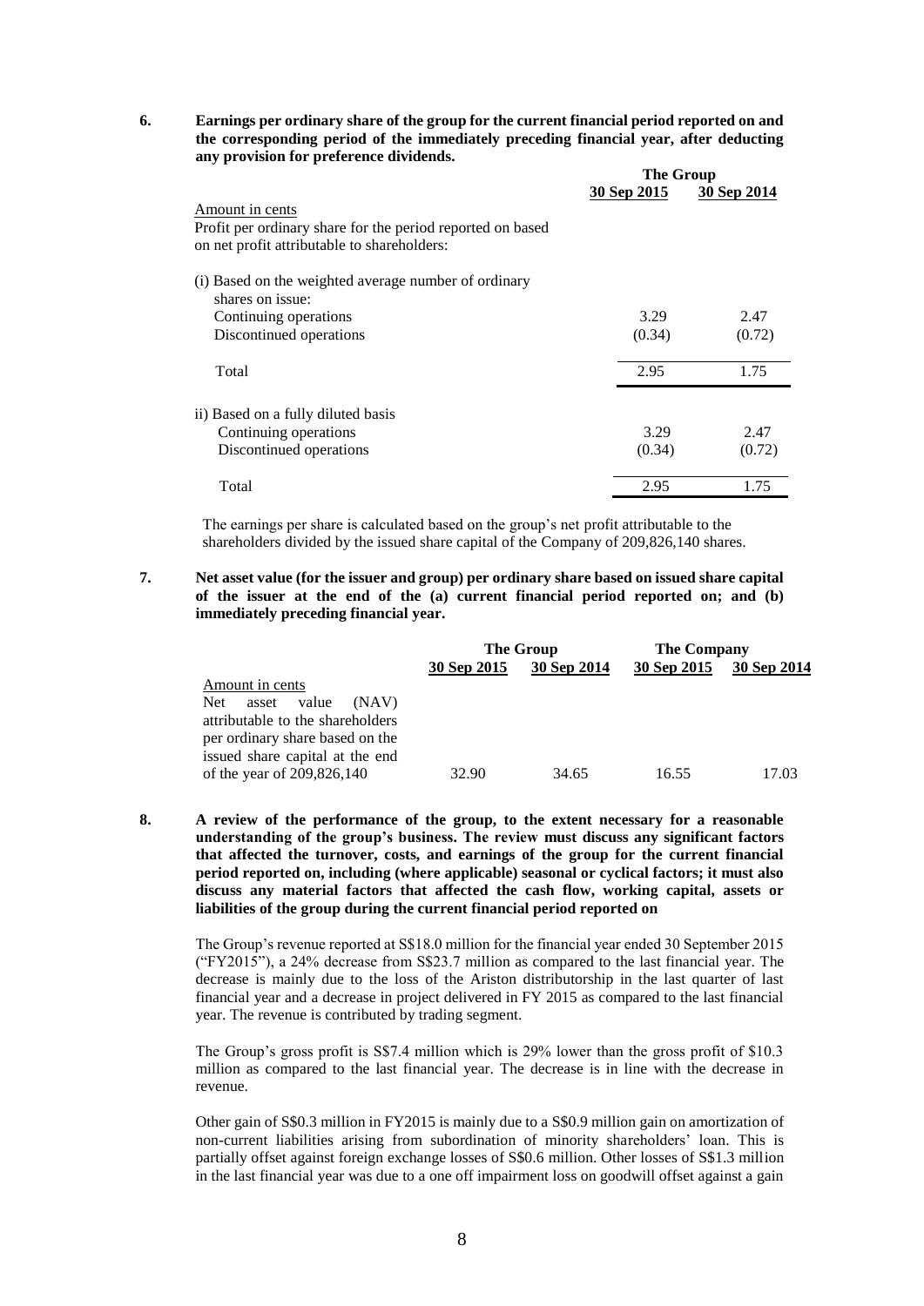**6. Earnings per ordinary share of the group for the current financial period reported on and the corresponding period of the immediately preceding financial year, after deducting any provision for preference dividends.**

| | The Group | |
|---|---|---|
| | 30 Sep 2015 | 30 Sep 2014 |
| Amount in cents | | |
| Profit per ordinary share for the period reported on based on net profit attributable to shareholders: | | |
| (i) Based on the weighted average number of ordinary shares on issue: | | |
| Continuing operations | 3.29 | 2.47 |
| Discontinued operations | (0.34) | (0.72) |
| Total | 2.95 | 1.75 |
| ii) Based on a fully diluted basis | | |
| Continuing operations | 3.29 | 2.47 |
| Discontinued operations | (0.34) | (0.72) |
| Total | 2.95 | 1.75 |

The earnings per share is calculated based on the group's net profit attributable to the shareholders divided by the issued share capital of the Company of 209,826,140 shares.

**7. Net asset value (for the issuer and group) per ordinary share based on issued share capital of the issuer at the end of the (a) current financial period reported on; and (b) immediately preceding financial year.**

| | The Group | | The Company | |
|---|---|---|---|---|
| | 30 Sep 2015 | 30 Sep 2014 | 30 Sep 2015 | 30 Sep 2014 |
| Amount in cents | | | | |
| Net asset value (NAV) attributable to the shareholders per ordinary share based on the issued share capital at the end of the year of 209,826,140 | 32.90 | 34.65 | 16.55 | 17.03 |

**8. A review of the performance of the group, to the extent necessary for a reasonable understanding of the group's business. The review must discuss any significant factors that affected the turnover, costs, and earnings of the group for the current financial period reported on, including (where applicable) seasonal or cyclical factors; it must also discuss any material factors that affected the cash flow, working capital, assets or liabilities of the group during the current financial period reported on**

The Group's revenue reported at S$18.0 million for the financial year ended 30 September 2015 ("FY2015"), a 24% decrease from S$23.7 million as compared to the last financial year. The decrease is mainly due to the loss of the Ariston distributorship in the last quarter of last financial year and a decrease in project delivered in FY 2015 as compared to the last financial year. The revenue is contributed by trading segment.

The Group's gross profit is S$7.4 million which is 29% lower than the gross profit of $10.3 million as compared to the last financial year. The decrease is in line with the decrease in revenue.

Other gain of S$0.3 million in FY2015 is mainly due to a S$0.9 million gain on amortization of non-current liabilities arising from subordination of minority shareholders' loan. This is partially offset against foreign exchange losses of S$0.6 million. Other losses of S$1.3 million in the last financial year was due to a one off impairment loss on goodwill offset against a gain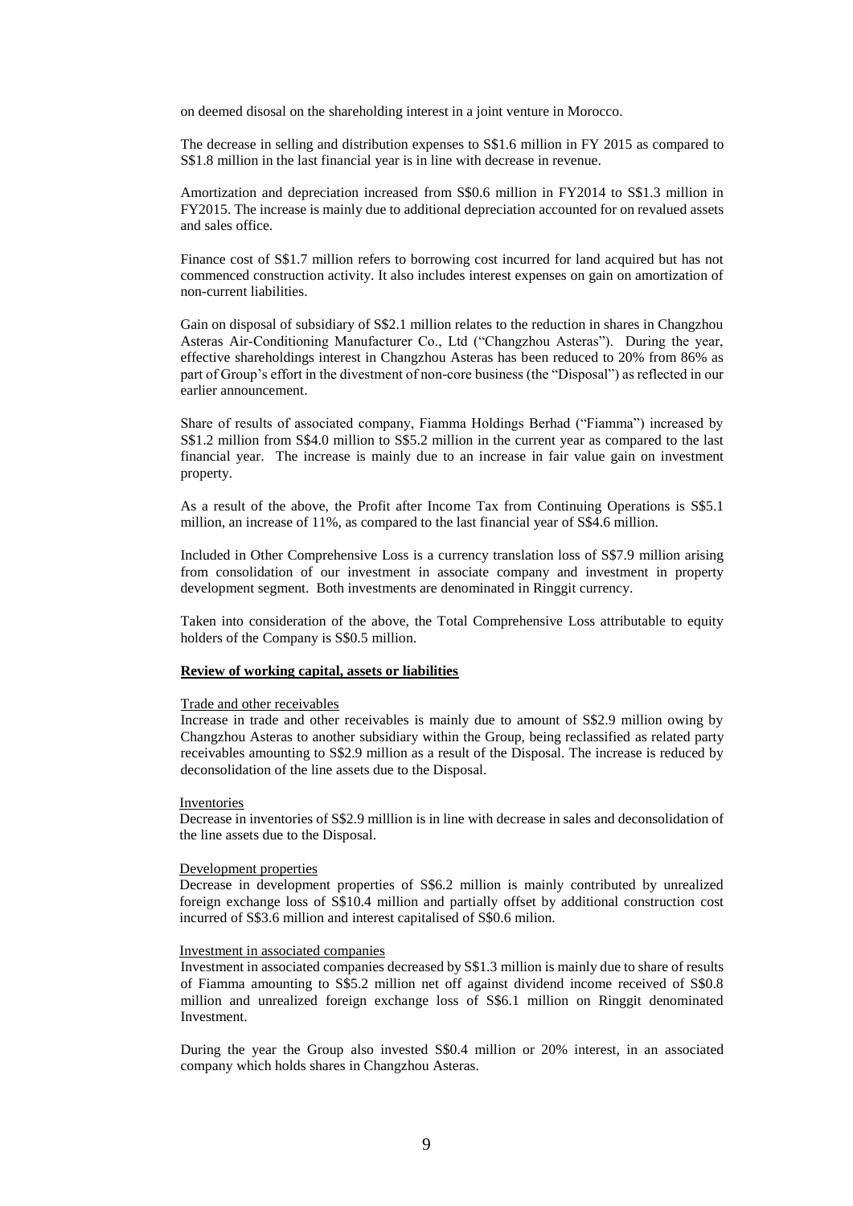on deemed disosal on the shareholding interest in a joint venture in Morocco.

The decrease in selling and distribution expenses to S$1.6 million in FY 2015 as compared to S$1.8 million in the last financial year is in line with decrease in revenue.

Amortization and depreciation increased from S$0.6 million in FY2014 to S$1.3 million in FY2015. The increase is mainly due to additional depreciation accounted for on revalued assets and sales office.

Finance cost of S$1.7 million refers to borrowing cost incurred for land acquired but has not commenced construction activity. It also includes interest expenses on gain on amortization of non-current liabilities.

Gain on disposal of subsidiary of S$2.1 million relates to the reduction in shares in Changzhou Asteras Air-Conditioning Manufacturer Co., Ltd ("Changzhou Asteras"). During the year, effective shareholdings interest in Changzhou Asteras has been reduced to 20% from 86% as part of Group's effort in the divestment of non-core business (the "Disposal") as reflected in our earlier announcement.

Share of results of associated company, Fiamma Holdings Berhad ("Fiamma") increased by S$1.2 million from S$4.0 million to S$5.2 million in the current year as compared to the last financial year. The increase is mainly due to an increase in fair value gain on investment property.

As a result of the above, the Profit after Income Tax from Continuing Operations is S$5.1 million, an increase of 11%, as compared to the last financial year of S$4.6 million.

Included in Other Comprehensive Loss is a currency translation loss of S$7.9 million arising from consolidation of our investment in associate company and investment in property development segment. Both investments are denominated in Ringgit currency.

Taken into consideration of the above, the Total Comprehensive Loss attributable to equity holders of the Company is S$0.5 million.

**Review of working capital, assets or liabilities**

Trade and other receivables

Increase in trade and other receivables is mainly due to amount of S$2.9 million owing by Changzhou Asteras to another subsidiary within the Group, being reclassified as related party receivables amounting to S$2.9 million as a result of the Disposal. The increase is reduced by deconsolidation of the line assets due to the Disposal.

Inventories

Decrease in inventories of S$2.9 milllion is in line with decrease in sales and deconsolidation of the line assets due to the Disposal.

Development properties

Decrease in development properties of S$6.2 million is mainly contributed by unrealized foreign exchange loss of S$10.4 million and partially offset by additional construction cost incurred of S$3.6 million and interest capitalised of S$0.6 milion.

Investment in associated companies

Investment in associated companies decreased by S$1.3 million is mainly due to share of results of Fiamma amounting to S$5.2 million net off against dividend income received of S$0.8 million and unrealized foreign exchange loss of S$6.1 million on Ringgit denominated Investment.

During the year the Group also invested S$0.4 million or 20% interest, in an associated company which holds shares in Changzhou Asteras.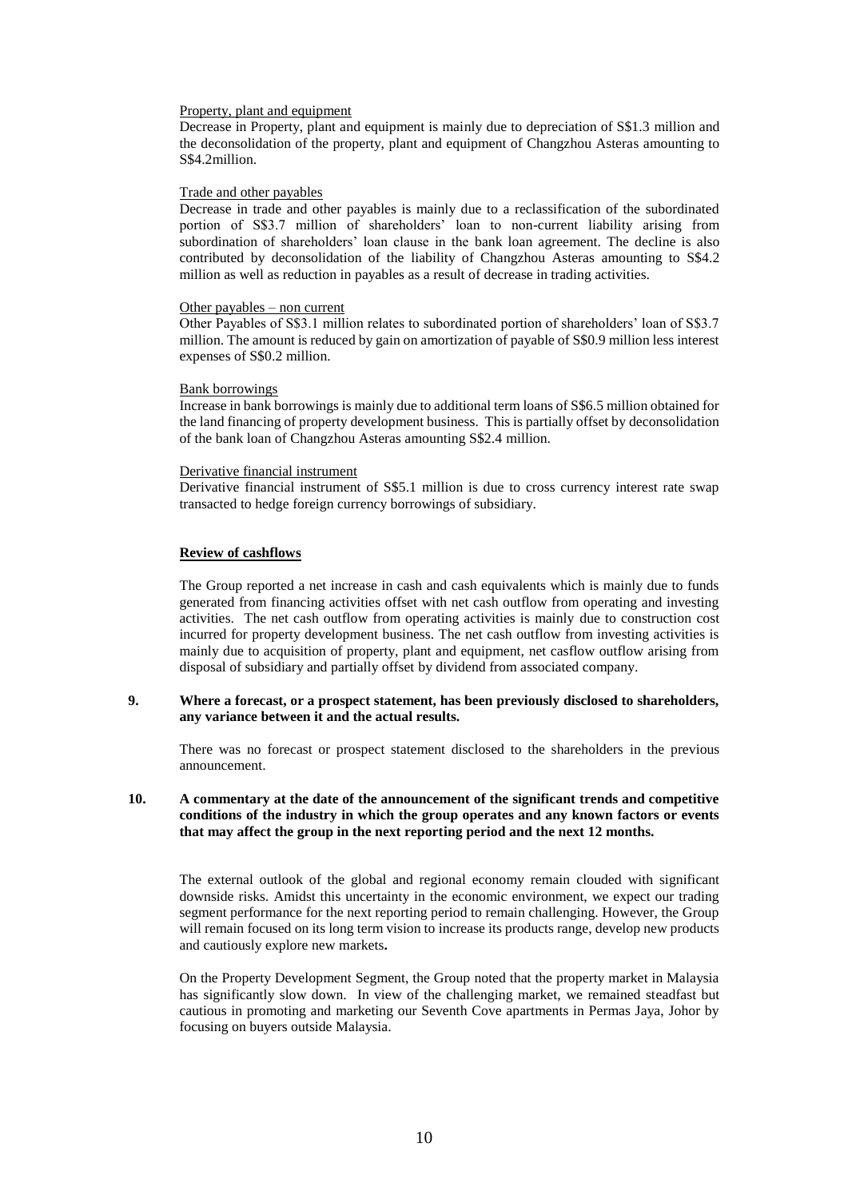Property, plant and equipment

Decrease in Property, plant and equipment is mainly due to depreciation of S$1.3 million and the deconsolidation of the property, plant and equipment of Changzhou Asteras amounting to S$4.2million.

Trade and other payables

Decrease in trade and other payables is mainly due to a reclassification of the subordinated portion of S$3.7 million of shareholders' loan to non-current liability arising from subordination of shareholders' loan clause in the bank loan agreement. The decline is also contributed by deconsolidation of the liability of Changzhou Asteras amounting to S$4.2 million as well as reduction in payables as a result of decrease in trading activities.

Other payables – non current

Other Payables of S$3.1 million relates to subordinated portion of shareholders' loan of S$3.7 million. The amount is reduced by gain on amortization of payable of S$0.9 million less interest expenses of S$0.2 million.

Bank borrowings

Increase in bank borrowings is mainly due to additional term loans of S$6.5 million obtained for the land financing of property development business. This is partially offset by deconsolidation of the bank loan of Changzhou Asteras amounting S$2.4 million.

Derivative financial instrument

Derivative financial instrument of S$5.1 million is due to cross currency interest rate swap transacted to hedge foreign currency borrowings of subsidiary.

**Review of cashflows**

The Group reported a net increase in cash and cash equivalents which is mainly due to funds generated from financing activities offset with net cash outflow from operating and investing activities. The net cash outflow from operating activities is mainly due to construction cost incurred for property development business. The net cash outflow from investing activities is mainly due to acquisition of property, plant and equipment, net casflow outflow arising from disposal of subsidiary and partially offset by dividend from associated company.

**9. Where a forecast, or a prospect statement, has been previously disclosed to shareholders, any variance between it and the actual results.**

There was no forecast or prospect statement disclosed to the shareholders in the previous announcement.

**10. A commentary at the date of the announcement of the significant trends and competitive conditions of the industry in which the group operates and any known factors or events that may affect the group in the next reporting period and the next 12 months.**

The external outlook of the global and regional economy remain clouded with significant downside risks. Amidst this uncertainty in the economic environment, we expect our trading segment performance for the next reporting period to remain challenging. However, the Group will remain focused on its long term vision to increase its products range, develop new products and cautiously explore new markets**.**

On the Property Development Segment, the Group noted that the property market in Malaysia has significantly slow down. In view of the challenging market, we remained steadfast but cautious in promoting and marketing our Seventh Cove apartments in Permas Jaya, Johor by focusing on buyers outside Malaysia.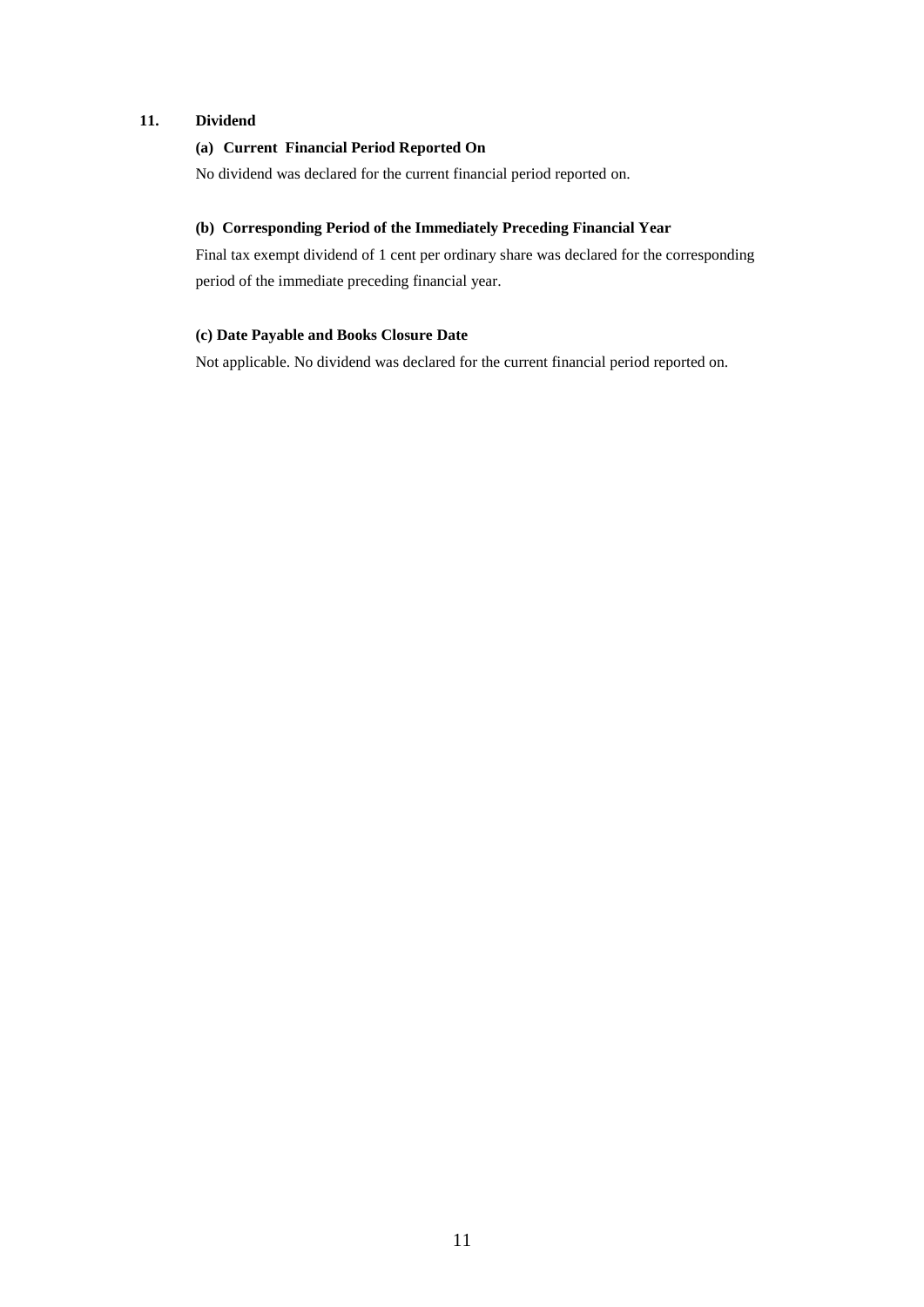## 11. Dividend

### (a) Current Financial Period Reported On

No dividend was declared for the current financial period reported on.

### (b) Corresponding Period of the Immediately Preceding Financial Year

Final tax exempt dividend of 1 cent per ordinary share was declared for the corresponding period of the immediate preceding financial year.

### (c) Date Payable and Books Closure Date

Not applicable. No dividend was declared for the current financial period reported on.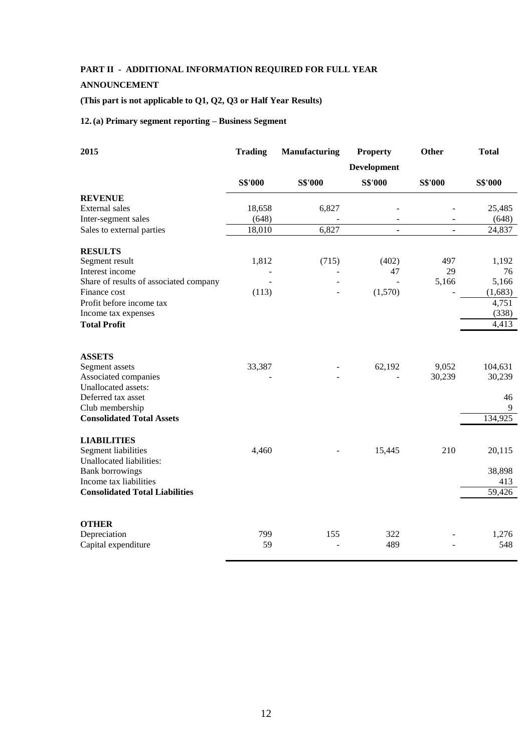**PART II - ADDITIONAL INFORMATION REQUIRED FOR FULL YEAR ANNOUNCEMENT**

**(This part is not applicable to Q1, Q2, Q3 or Half Year Results)**

**12. (a) Primary segment reporting – Business Segment**

| 2015 | Trading | Manufacturing | Property Development | Other | Total |
|---|---|---|---|---|---|
| | S$'000 | S$'000 | S$'000 | S$'000 | S$'000 |
| **REVENUE** | | | | | |
| External sales | 18,658 | 6,827 | - | - | 25,485 |
| Inter-segment sales | (648) | - | - | - | (648) |
| Sales to external parties | 18,010 | 6,827 | - | - | 24,837 |
| **RESULTS** | | | | | |
| Segment result | 1,812 | (715) | (402) | 497 | 1,192 |
| Interest income | - | - | 47 | 29 | 76 |
| Share of results of associated company | - | - | - | 5,166 | 5,166 |
| Finance cost | (113) | - | (1,570) | - | (1,683) |
| Profit before income tax | | | | | 4,751 |
| Income tax expenses | | | | | (338) |
| **Total Profit** | | | | | 4,413 |
| **ASSETS** | | | | | |
| Segment assets | 33,387 | - | 62,192 | 9,052 | 104,631 |
| Associated companies | - | - | - | 30,239 | 30,239 |
| Unallocated assets: | | | | | |
| Deferred tax asset | | | | | 46 |
| Club membership | | | | | 9 |
| **Consolidated Total Assets** | | | | | 134,925 |
| **LIABILITIES** | | | | | |
| Segment liabilities | 4,460 | - | 15,445 | 210 | 20,115 |
| Unallocated liabilities: | | | | | |
| Bank borrowings | | | | | 38,898 |
| Income tax liabilities | | | | | 413 |
| **Consolidated Total Liabilities** | | | | | 59,426 |
| **OTHER** | | | | | |
| Depreciation | 799 | 155 | 322 | - | 1,276 |
| Capital expenditure | 59 | - | 489 | - | 548 |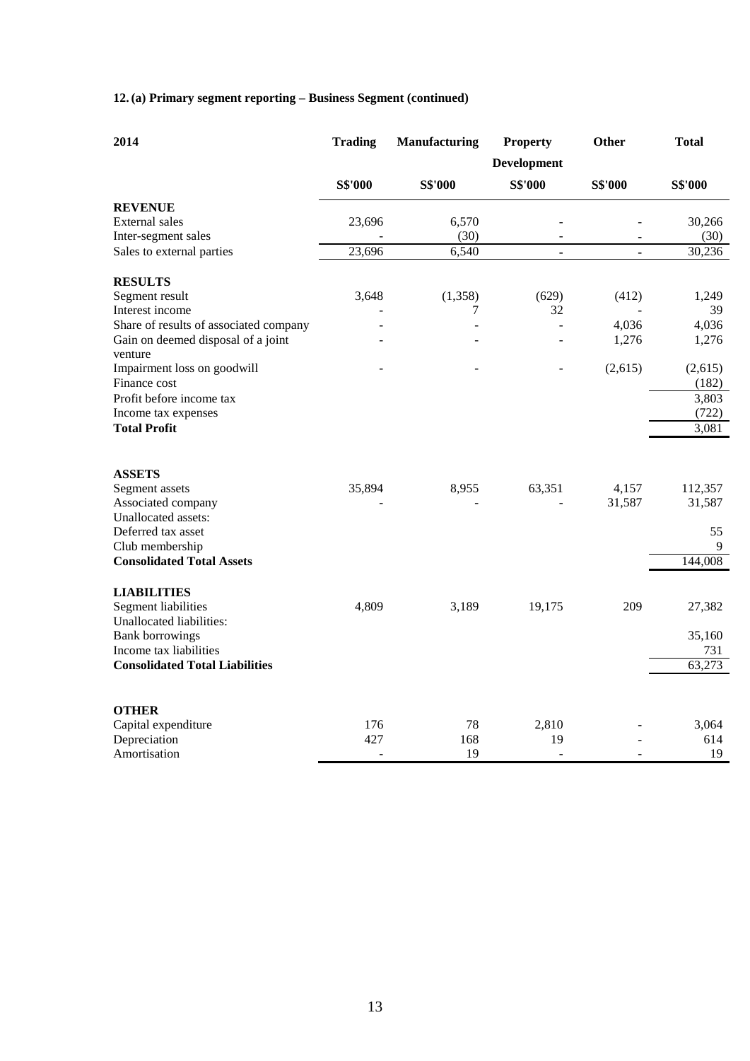**12. (a) Primary segment reporting – Business Segment (continued)**

| 2014 | Trading | Manufacturing | Property Development | Other | Total |
|---|---|---|---|---|---|
| | S$'000 | S$'000 | S$'000 | S$'000 | S$'000 |
| **REVENUE** | | | | | |
| External sales | 23,696 | 6,570 | - | - | 30,266 |
| Inter-segment sales | - | (30) | - | - | (30) |
| Sales to external parties | 23,696 | 6,540 | - | - | 30,236 |
| **RESULTS** | | | | | |
| Segment result | 3,648 | (1,358) | (629) | (412) | 1,249 |
| Interest income | - | 7 | 32 | - | 39 |
| Share of results of associated company | - | - | - | 4,036 | 4,036 |
| Gain on deemed disposal of a joint venture | - | - | - | 1,276 | 1,276 |
| Impairment loss on goodwill | - | - | - | (2,615) | (2,615) |
| Finance cost | | | | | (182) |
| Profit before income tax | | | | | 3,803 |
| Income tax expenses | | | | | (722) |
| **Total Profit** | | | | | 3,081 |
| **ASSETS** | | | | | |
| Segment assets | 35,894 | 8,955 | 63,351 | 4,157 | 112,357 |
| Associated company | - | - | - | 31,587 | 31,587 |
| Unallocated assets: | | | | | |
| Deferred tax asset | | | | | 55 |
| Club membership | | | | | 9 |
| **Consolidated Total Assets** | | | | | 144,008 |
| **LIABILITIES** | | | | | |
| Segment liabilities | 4,809 | 3,189 | 19,175 | 209 | 27,382 |
| Unallocated liabilities: | | | | | |
| Bank borrowings | | | | | 35,160 |
| Income tax liabilities | | | | | 731 |
| **Consolidated Total Liabilities** | | | | | 63,273 |
| **OTHER** | | | | | |
| Capital expenditure | 176 | 78 | 2,810 | - | 3,064 |
| Depreciation | 427 | 168 | 19 | - | 614 |
| Amortisation | - | 19 | - | - | 19 |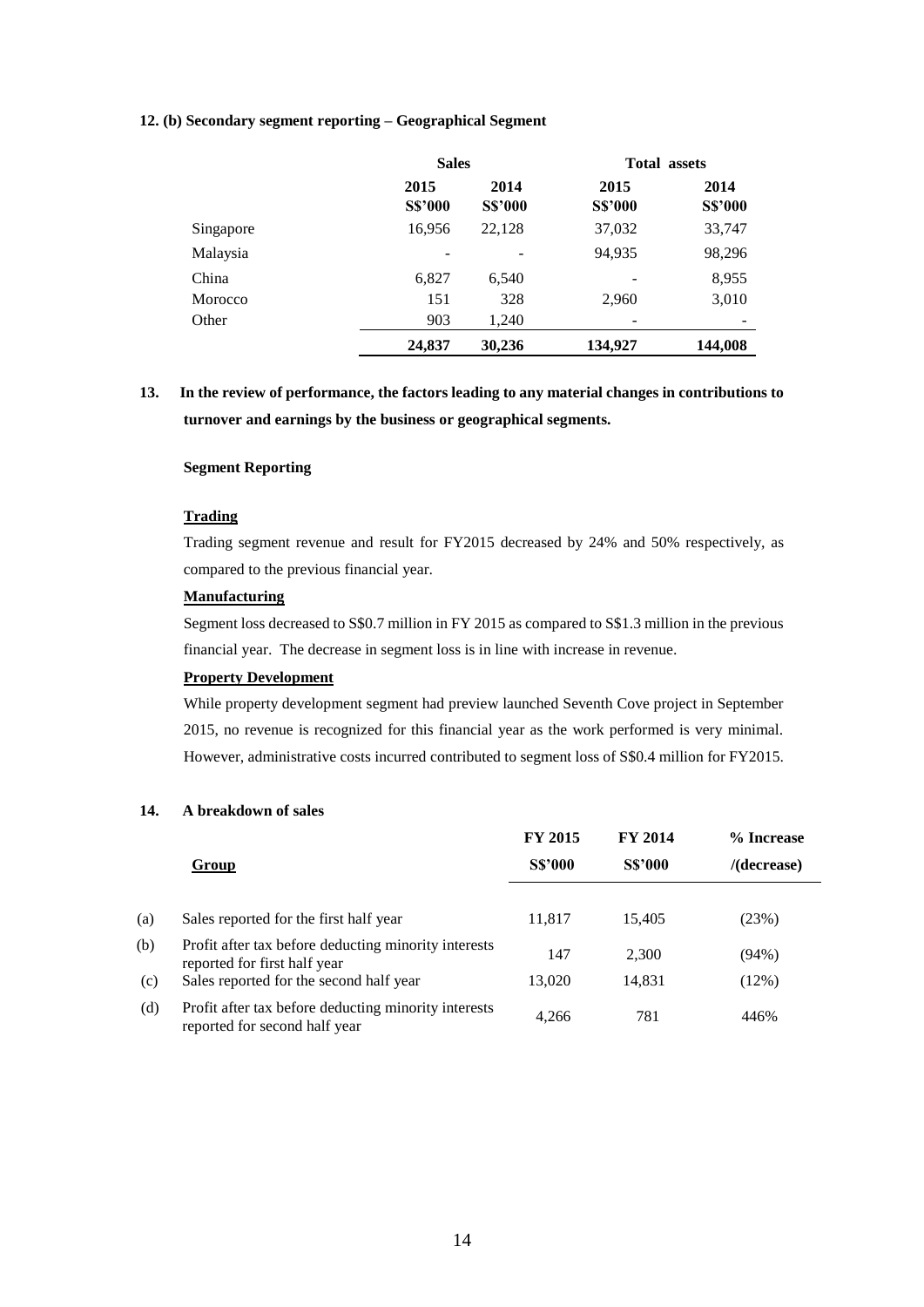**12. (b) Secondary segment reporting – Geographical Segment**

| | Sales | | Total assets | |
|---|---|---|---|---|
| | 2015 S$'000 | 2014 S$'000 | 2015 S$'000 | 2014 S$'000 |
| Singapore | 16,956 | 22,128 | 37,032 | 33,747 |
| Malaysia | - | - | 94,935 | 98,296 |
| China | 6,827 | 6,540 | - | 8,955 |
| Morocco | 151 | 328 | 2,960 | 3,010 |
| Other | 903 | 1,240 | - | - |
| | **24,837** | **30,236** | **134,927** | **144,008** |

**13. In the review of performance, the factors leading to any material changes in contributions to turnover and earnings by the business or geographical segments.**

**Segment Reporting**

**Trading**

Trading segment revenue and result for FY2015 decreased by 24% and 50% respectively, as compared to the previous financial year.

**Manufacturing**

Segment loss decreased to S$0.7 million in FY 2015 as compared to S$1.3 million in the previous financial year. The decrease in segment loss is in line with increase in revenue.

**Property Development**

While property development segment had preview launched Seventh Cove project in September 2015, no revenue is recognized for this financial year as the work performed is very minimal. However, administrative costs incurred contributed to segment loss of S$0.4 million for FY2015.

**14. A breakdown of sales**

| | Group | FY 2015 S$'000 | FY 2014 S$'000 | % Increase /(decrease) |
|---|---|---|---|---|
| (a) | Sales reported for the first half year | 11,817 | 15,405 | (23%) |
| (b) | Profit after tax before deducting minority interests reported for first half year | 147 | 2,300 | (94%) |
| (c) | Sales reported for the second half year | 13,020 | 14,831 | (12%) |
| (d) | Profit after tax before deducting minority interests reported for second half year | 4,266 | 781 | 446% |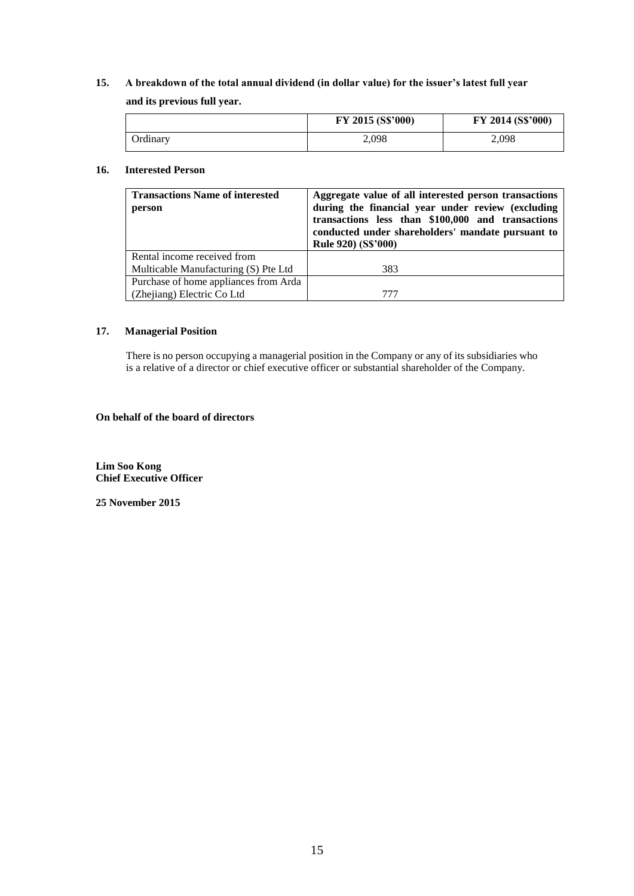**15. A breakdown of the total annual dividend (in dollar value) for the issuer's latest full year and its previous full year.**

| | FY 2015 (S$'000) | FY 2014 (S$'000) |
|---|---|---|
| Ordinary | 2,098 | 2,098 |

**16. Interested Person**

| Transactions Name of interested person | Aggregate value of all interested person transactions during the financial year under review (excluding transactions less than $100,000 and transactions conducted under shareholders' mandate pursuant to Rule 920) (S$'000) |
|---|---|
| Rental income received from Multicable Manufacturing (S) Pte Ltd | 383 |
| Purchase of home appliances from Arda (Zhejiang) Electric Co Ltd | 777 |

**17. Managerial Position**

There is no person occupying a managerial position in the Company or any of its subsidiaries who is a relative of a director or chief executive officer or substantial shareholder of the Company.

**On behalf of the board of directors**

**Lim Soo Kong**
**Chief Executive Officer**

**25 November 2015**